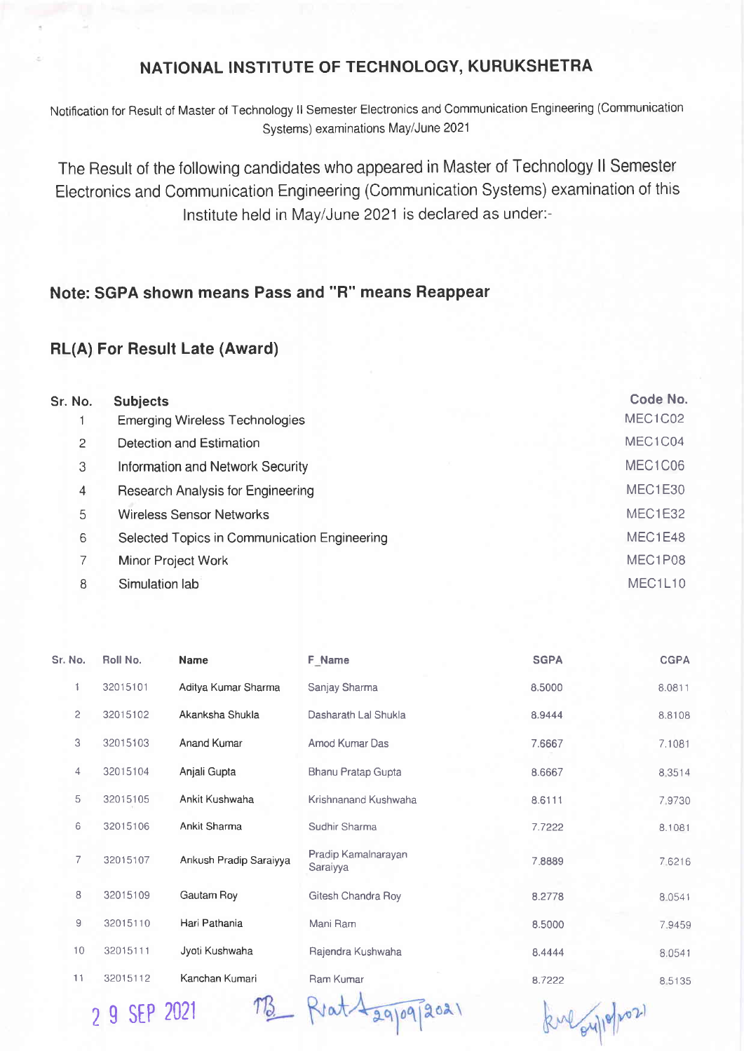# NATIONAL INSTITUTE OF TECHNOLOGY, KURUKSHETRA

Notification for Result of Master of Technology II Semester Electronics and Communication Engineering (Communication Systems) examinations May/June 2021

The Result of the following candidates who appeared in Master of Technology II Semester Electronics and Communication Engineering (Communication Systems) examination of this Institute held in May/June 2021 is declared as under:-

## Note: SGPA shown means Pass and "R" means Reappear

## RL(A) For Result Late (Award)

| Sr. No. | Subjects | Code No. |
|---|---|---|
| 1 | Emerging Wireless Technologies | MEC1C02 |
| 2 | Detection and Estimation | MEC1C04 |
| 3 | Information and Network Security | MEC1C06 |
| 4 | Research Analysis for Engineering | MEC1E30 |
| 5 | Wireless Sensor Networks | MEC1E32 |
| 6 | Selected Topics in Communication Engineering | MEC1E48 |
| 7 | Minor Project Work | MEC1P08 |
| 8 | Simulation lab | MEC1L10 |

| Sr. No. | Roll No. | Name | F_Name | SGPA | CGPA |
|---|---|---|---|---|---|
| 1 | 32015101 | Aditya Kumar Sharma | Sanjay Sharma | 8.5000 | 8.0811 |
| 2 | 32015102 | Akanksha Shukla | Dasharath Lal Shukla | 8.9444 | 8.8108 |
| 3 | 32015103 | Anand Kumar | Amod Kumar Das | 7.6667 | 7.1081 |
| 4 | 32015104 | Anjali Gupta | Bhanu Pratap Gupta | 8.6667 | 8.3514 |
| 5 | 32015105 | Ankit Kushwaha | Krishnanand Kushwaha | 8.6111 | 7.9730 |
| 6 | 32015106 | Ankit Sharma | Sudhir Sharma | 7.7222 | 8.1081 |
| 7 | 32015107 | Ankush Pradip Saraiyya | Pradip Kamalnarayan Saraiyya | 7.8889 | 7.6216 |
| 8 | 32015109 | Gautam Roy | Gitesh Chandra Roy | 8.2778 | 8.0541 |
| 9 | 32015110 | Hari Pathania | Mani Ram | 8.5000 | 7.9459 |
| 10 | 32015111 | Jyoti Kushwaha | Rajendra Kushwaha | 8.4444 | 8.0541 |
| 11 | 32015112 | Kanchan Kumari | Ram Kumar | 8.7222 | 8.5135 |

29 SEP 2021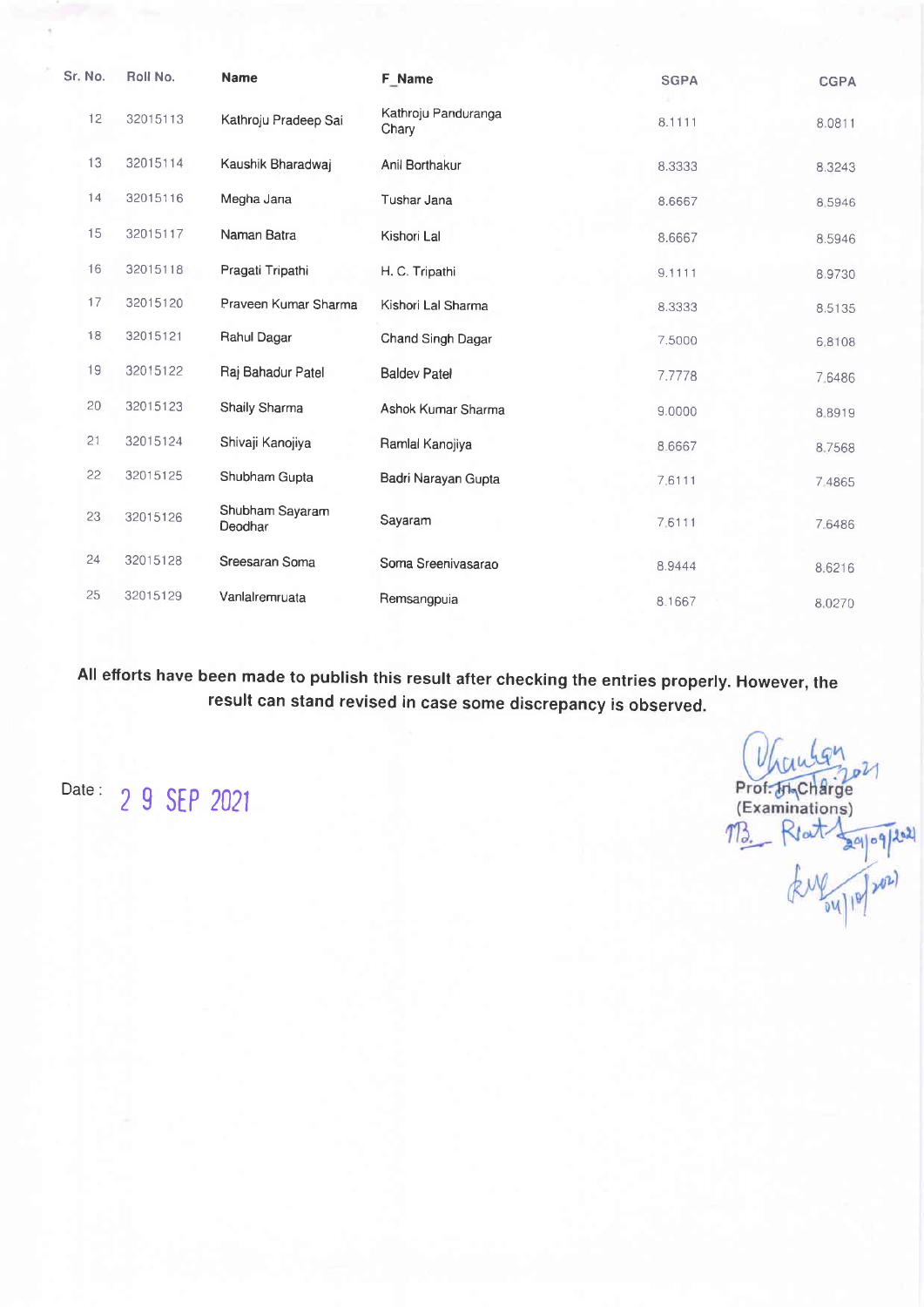| Sr. No. | Roll No. | Name | F_Name | SGPA | CGPA |
|---|---|---|---|---|---|
| 12 | 32015113 | Kathroju Pradeep Sai | Kathroju Panduranga Chary | 8.1111 | 8.0811 |
| 13 | 32015114 | Kaushik Bharadwaj | Anil Borthakur | 8.3333 | 8.3243 |
| 14 | 32015116 | Megha Jana | Tushar Jana | 8.6667 | 8.5946 |
| 15 | 32015117 | Naman Batra | Kishori Lal | 8.6667 | 8.5946 |
| 16 | 32015118 | Pragati Tripathi | H. C. Tripathi | 9.1111 | 8.9730 |
| 17 | 32015120 | Praveen Kumar Sharma | Kishori Lal Sharma | 8.3333 | 8.5135 |
| 18 | 32015121 | Rahul Dagar | Chand Singh Dagar | 7.5000 | 6.8108 |
| 19 | 32015122 | Raj Bahadur Patel | Baldev Patel | 7.7778 | 7.6486 |
| 20 | 32015123 | Shaily Sharma | Ashok Kumar Sharma | 9.0000 | 8.8919 |
| 21 | 32015124 | Shivaji Kanojiya | Ramlal Kanojiya | 8.6667 | 8.7568 |
| 22 | 32015125 | Shubham Gupta | Badri Narayan Gupta | 7.6111 | 7.4865 |
| 23 | 32015126 | Shubham Sayaram Deodhar | Sayaram | 7.6111 | 7.6486 |
| 24 | 32015128 | Sreesaran Soma | Soma Sreenivasarao | 8.9444 | 8.6216 |
| 25 | 32015129 | Vanlalremruata | Remsangpuia | 8.1667 | 8.0270 |

**All efforts have been made to publish this result after checking the entries properly. However, the result can stand revised in case some discrepancy is observed.**

Date : 29 SEP 2021

Prof. In-Charge
(Examinations)